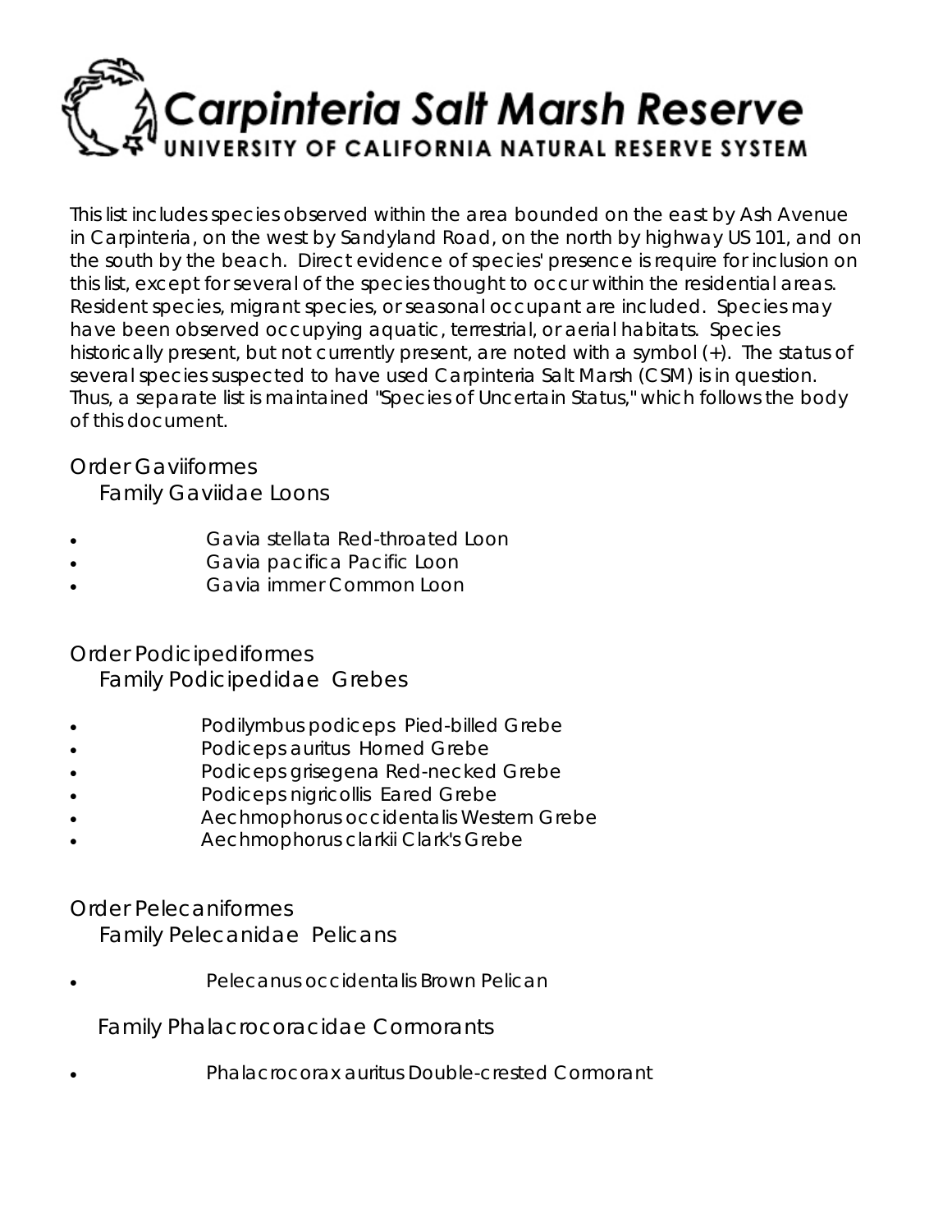# Carpinteria Salt Marsh Reserve

UNIVERSITY OF CALIFORNIA NATURAL RESERVE SYSTEM

This list includes species observed within the area bounded on the east by Ash Avenue in Carpinteria, on the west by Sandyland Road, on the north by highway US 101, and on the south by the beach. Direct evidence of species' presence is require for inclusion on this list, except for several of the species thought to occur within the residential areas. Resident species, migrant species, or seasonal occupant are included. Species may have been observed occupying aquatic, terrestrial, or aerial habitats. Species historically present, but not currently present, are noted with a symbol (+). The status of several species suspected to have used Carpinteria Salt Marsh (CSM) is in question. Thus, a separate list is maintained "Species of Uncertain Status," which follows the body of this document.

## Order Gaviiformes

### Family Gaviidae Loons

- Gavia stellata Red-throated Loon
- Gavia pacifica Pacific Loon
- Gavia immer Common Loon

## Order Podicipediformes

### Family Podicipedidae Grebes

- Podilymbus podiceps Pied-billed Grebe
- Podiceps auritus Horned Grebe
- Podiceps grisegena Red-necked Grebe
- Podiceps nigricollis Eared Grebe
- Aechmophorus occidentalis Western Grebe
- Aechmophorus clarkii Clark's Grebe

## Order Pelecaniformes

### Family Pelecanidae Pelicans

- Pelecanus occidentalis Brown Pelican

### Family Phalacrocoracidae Cormorants

- Phalacrocorax auritus Double-crested Cormorant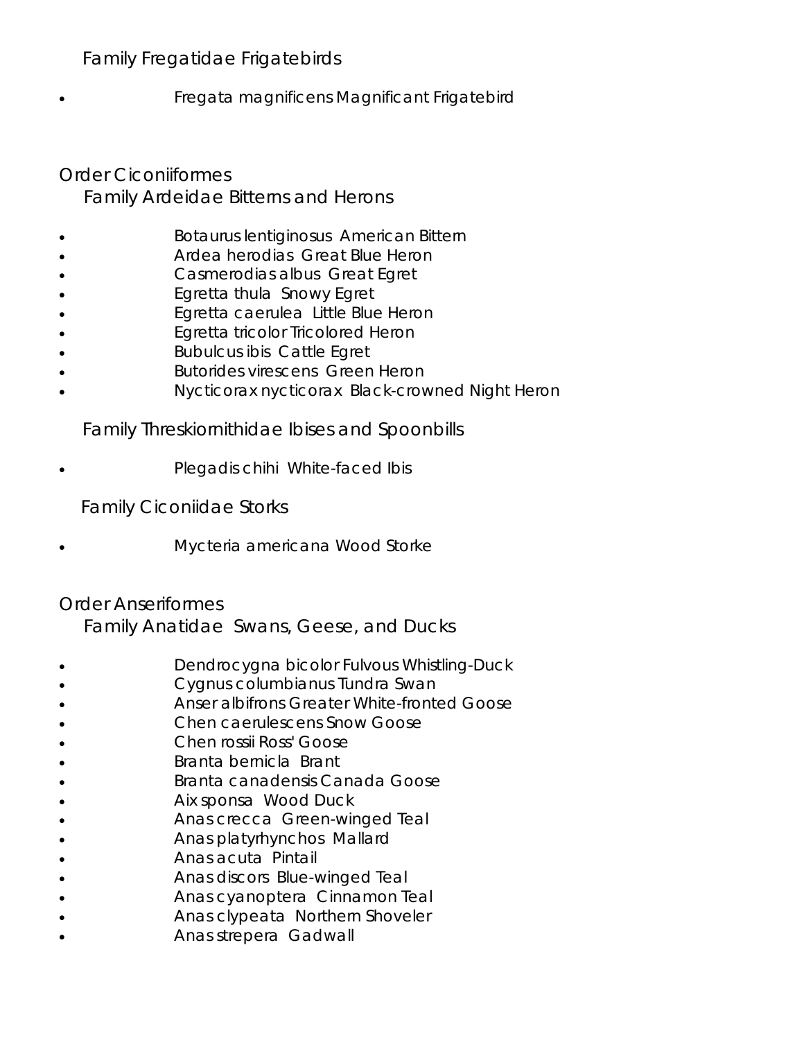### Family Fregatidae Frigatebirds

- Fregata magnificens Magnificant Frigatebird

## Order Ciconiiformes

### Family Ardeidae Bitterns and Herons

- Botaurus lentiginosus American Bittern
- Ardea herodias Great Blue Heron
- Casmerodias albus Great Egret
- Egretta thula Snowy Egret
- Egretta caerulea Little Blue Heron
- Egretta tricolor Tricolored Heron
- Bubulcus ibis Cattle Egret
- Butorides virescens Green Heron
- Nycticorax nycticorax Black-crowned Night Heron

### Family Threskiornithidae Ibises and Spoonbills

- Plegadis chihi White-faced Ibis

### Family Ciconiidae Storks

- Mycteria americana Wood Storke

## Order Anseriformes

### Family Anatidae Swans, Geese, and Ducks

- Dendrocygna bicolor Fulvous Whistling-Duck
- Cygnus columbianus Tundra Swan
- Anser albifrons Greater White-fronted Goose
- Chen caerulescens Snow Goose
- Chen rossii Ross' Goose
- Branta bernicla Brant
- Branta canadensis Canada Goose
- Aix sponsa Wood Duck
- Anas crecca Green-winged Teal
- Anas platyrhynchos Mallard
- Anas acuta Pintail
- Anas discors Blue-winged Teal
- Anas cyanoptera Cinnamon Teal
- Anas clypeata Northern Shoveler
- Anas strepera Gadwall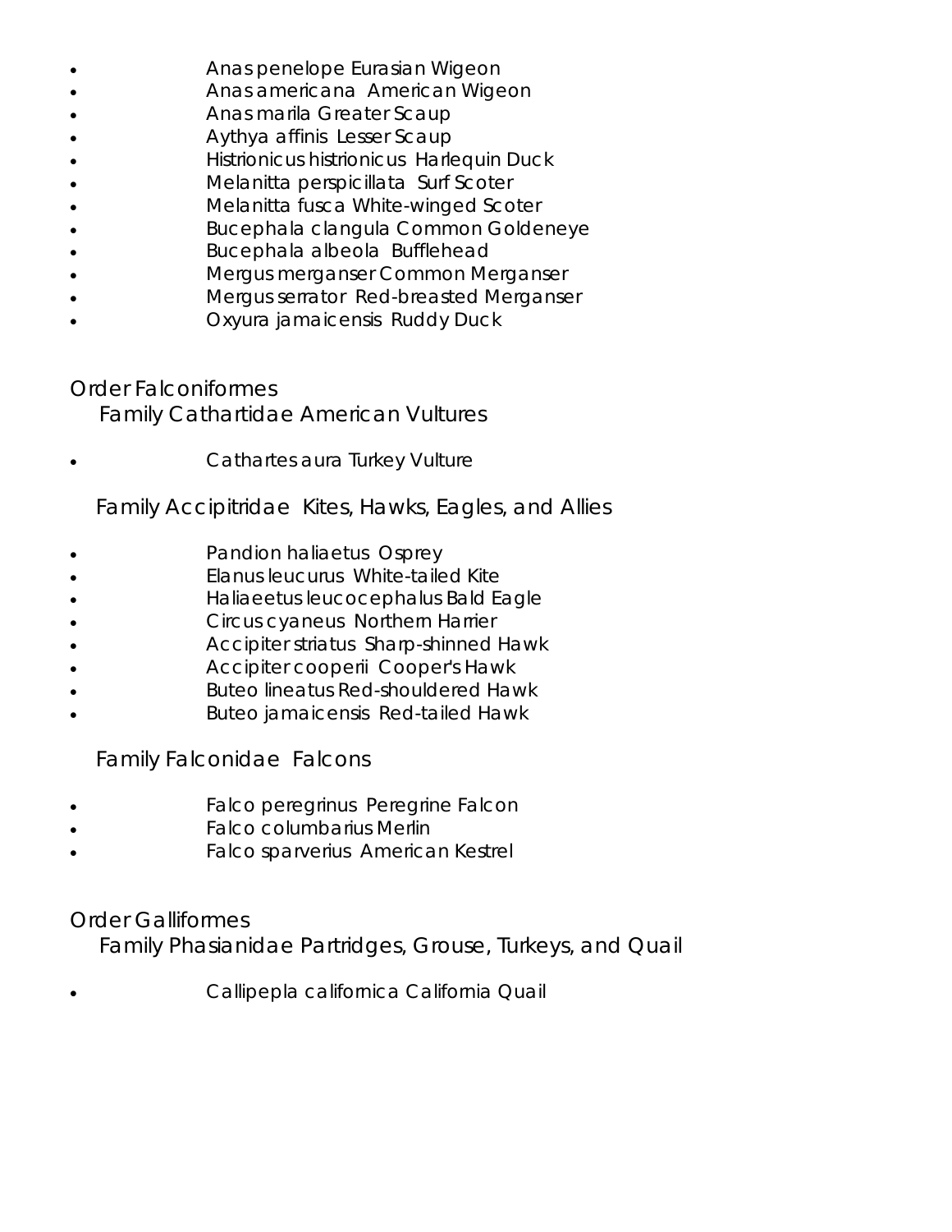- Anas penelope Eurasian Wigeon
- Anas americana American Wigeon
- Anas marila Greater Scaup
- Aythya affinis Lesser Scaup
- Histrionicus histrionicus Harlequin Duck
- Melanitta perspicillata Surf Scoter
- Melanitta fusca White-winged Scoter
- Bucephala clangula Common Goldeneye
- Bucephala albeola Bufflehead
- Mergus merganser Common Merganser
- Mergus serrator Red-breasted Merganser
- Oxyura jamaicensis Ruddy Duck

## Order Falconiformes

### Family Cathartidae American Vultures

- Cathartes aura Turkey Vulture

### Family Accipitridae Kites, Hawks, Eagles, and Allies

- Pandion haliaetus Osprey
- Elanus leucurus White-tailed Kite
- Haliaeetus leucocephalus Bald Eagle
- Circus cyaneus Northern Harrier
- Accipiter striatus Sharp-shinned Hawk
- Accipiter cooperii Cooper's Hawk
- Buteo lineatus Red-shouldered Hawk
- Buteo jamaicensis Red-tailed Hawk

### Family Falconidae Falcons

- Falco peregrinus Peregrine Falcon
- Falco columbarius Merlin
- Falco sparverius American Kestrel

## Order Galliformes

### Family Phasianidae Partridges, Grouse, Turkeys, and Quail

- Callipepla californica California Quail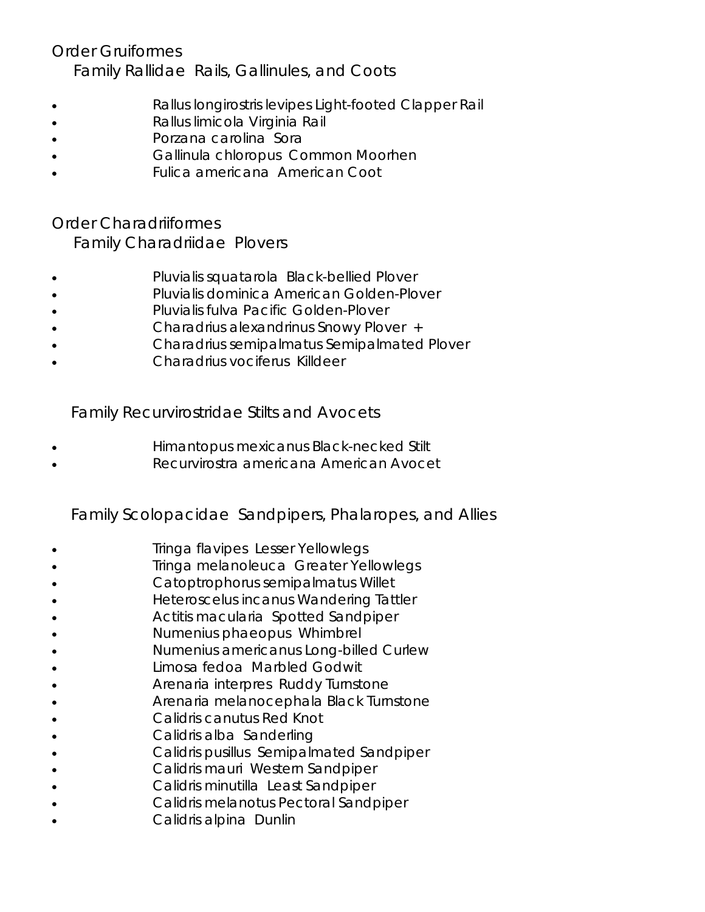## Order Gruiformes

### Family Rallidae Rails, Gallinules, and Coots

- Rallus longirostris levipes Light-footed Clapper Rail
- Rallus limicola Virginia Rail
- Porzana carolina Sora
- Gallinula chloropus Common Moorhen
- Fulica americana American Coot

## Order Charadriiformes

### Family Charadriidae Plovers

- Pluvialis squatarola Black-bellied Plover
- Pluvialis dominica American Golden-Plover
- Pluvialis fulva Pacific Golden-Plover
- Charadrius alexandrinus Snowy Plover +
- Charadrius semipalmatus Semipalmated Plover
- Charadrius vociferus Killdeer

### Family Recurvirostridae Stilts and Avocets

- Himantopus mexicanus Black-necked Stilt
- Recurvirostra americana American Avocet

### Family Scolopacidae Sandpipers, Phalaropes, and Allies

- Tringa flavipes Lesser Yellowlegs
- Tringa melanoleuca Greater Yellowlegs
- Catoptrophorus semipalmatus Willet
- Heteroscelus incanus Wandering Tattler
- Actitis macularia Spotted Sandpiper
- Numenius phaeopus Whimbrel
- Numenius americanus Long-billed Curlew
- Limosa fedoa Marbled Godwit
- Arenaria interpres Ruddy Turnstone
- Arenaria melanocephala Black Turnstone
- Calidris canutus Red Knot
- Calidris alba Sanderling
- Calidris pusillus Semipalmated Sandpiper
- Calidris mauri Western Sandpiper
- Calidris minutilla Least Sandpiper
- Calidris melanotus Pectoral Sandpiper
- Calidris alpina Dunlin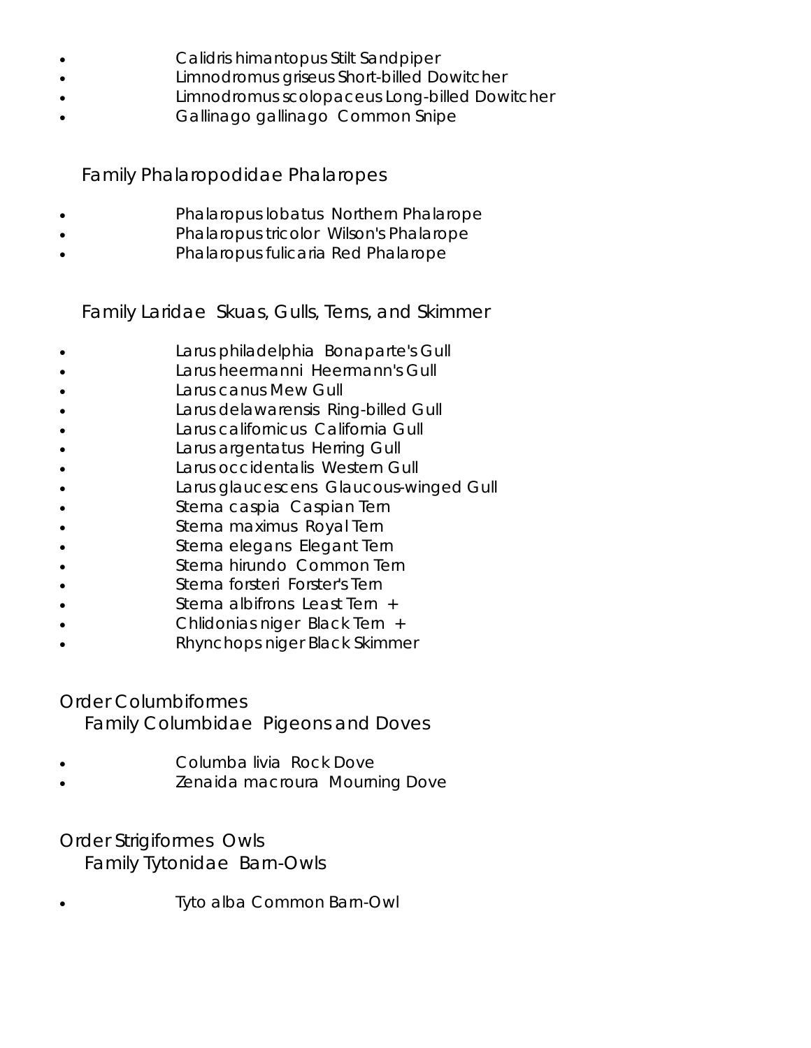- Calidris himantopus Stilt Sandpiper
- Limnodromus griseus Short-billed Dowitcher
- Limnodromus scolopaceus Long-billed Dowitcher
- Gallinago gallinago Common Snipe

### Family Phalaropodidae Phalaropes

- Phalaropus lobatus Northern Phalarope
- Phalaropus tricolor Wilson's Phalarope
- Phalaropus fulicaria Red Phalarope

### Family Laridae Skuas, Gulls, Terns, and Skimmer

- Larus philadelphia Bonaparte's Gull
- Larus heermanni Heermann's Gull
- Larus canus Mew Gull
- Larus delawarensis Ring-billed Gull
- Larus californicus California Gull
- Larus argentatus Herring Gull
- Larus occidentalis Western Gull
- Larus glaucescens Glaucous-winged Gull
- Sterna caspia Caspian Tern
- Sterna maximus Royal Tern
- Sterna elegans Elegant Tern
- Sterna hirundo Common Tern
- Sterna forsteri Forster's Tern
- Sterna albifrons Least Tern +
- Chlidonias niger Black Tern +
- Rhynchops niger Black Skimmer

## Order Columbiformes

### Family Columbidae Pigeons and Doves

- Columba livia Rock Dove
- Zenaida macroura Mourning Dove

## Order Strigiformes Owls

### Family Tytonidae Barn-Owls

- Tyto alba Common Barn-Owl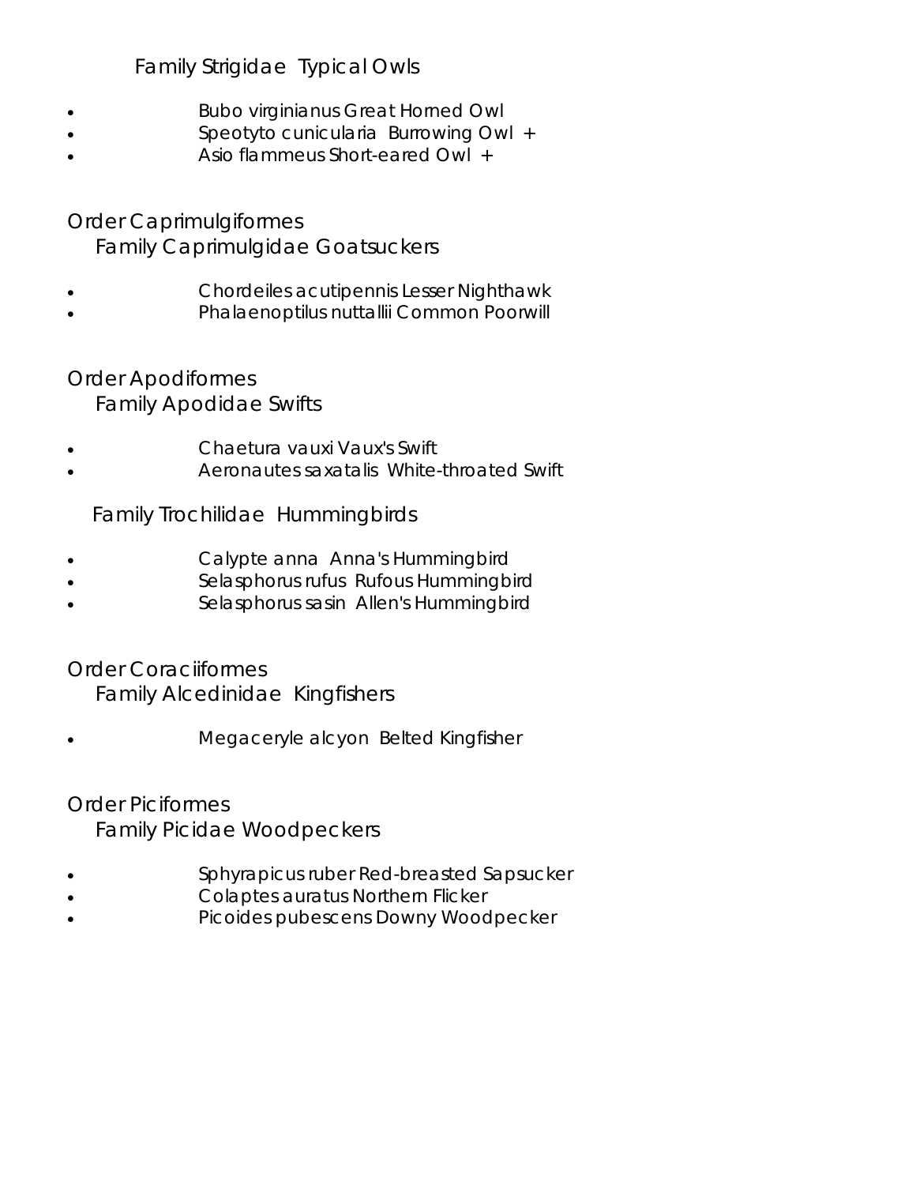### Family Strigidae Typical Owls

- Bubo virginianus Great Horned Owl
- Speotyto cunicularia Burrowing Owl +
- Asio flammeus Short-eared Owl +

## Order Caprimulgiformes

### Family Caprimulgidae Goatsuckers

- Chordeiles acutipennis Lesser Nighthawk
- Phalaenoptilus nuttallii Common Poorwill

## Order Apodiformes

### Family Apodidae Swifts

- Chaetura vauxi Vaux's Swift
- Aeronautes saxatalis White-throated Swift

### Family Trochilidae Hummingbirds

- Calypte anna Anna's Hummingbird
- Selasphorus rufus Rufous Hummingbird
- Selasphorus sasin Allen's Hummingbird

## Order Coraciiformes

### Family Alcedinidae Kingfishers

- Megaceryle alcyon Belted Kingfisher

## Order Piciformes

### Family Picidae Woodpeckers

- Sphyrapicus ruber Red-breasted Sapsucker
- Colaptes auratus Northern Flicker
- Picoides pubescens Downy Woodpecker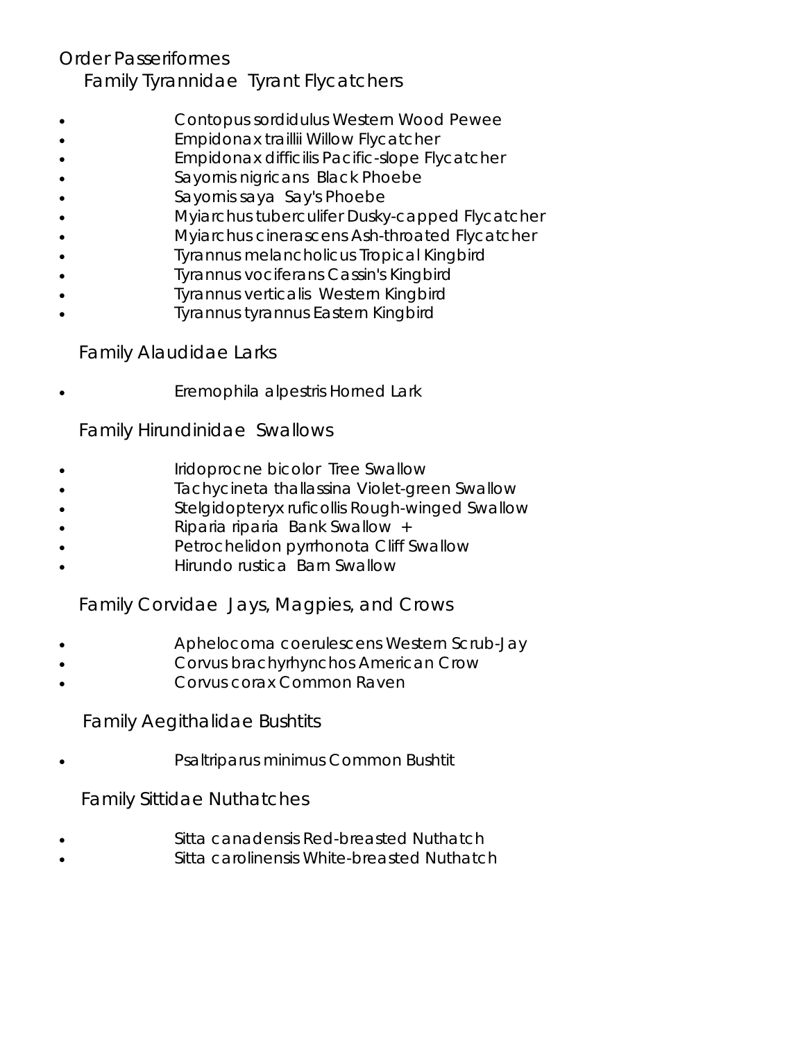Order Passeriformes

Family Tyrannidae Tyrant Flycatchers

- Contopus sordidulus Western Wood Pewee
- Empidonax traillii Willow Flycatcher
- Empidonax difficilis Pacific-slope Flycatcher
- Sayornis nigricans Black Phoebe
- Sayornis saya Say's Phoebe
- Myiarchus tuberculifer Dusky-capped Flycatcher
- Myiarchus cinerascens Ash-throated Flycatcher
- Tyrannus melancholicus Tropical Kingbird
- Tyrannus vociferans Cassin's Kingbird
- Tyrannus verticalis Western Kingbird
- Tyrannus tyrannus Eastern Kingbird

Family Alaudidae Larks

- Eremophila alpestris Horned Lark

Family Hirundinidae Swallows

- Iridoprocne bicolor Tree Swallow
- Tachycineta thallassina Violet-green Swallow
- Stelgidopteryx ruficollis Rough-winged Swallow
- Riparia riparia Bank Swallow +
- Petrochelidon pyrrhonota Cliff Swallow
- Hirundo rustica Barn Swallow

Family Corvidae Jays, Magpies, and Crows

- Aphelocoma coerulescens Western Scrub-Jay
- Corvus brachyrhynchos American Crow
- Corvus corax Common Raven

Family Aegithalidae Bushtits

- Psaltriparus minimus Common Bushtit

Family Sittidae Nuthatches

- Sitta canadensis Red-breasted Nuthatch
- Sitta carolinensis White-breasted Nuthatch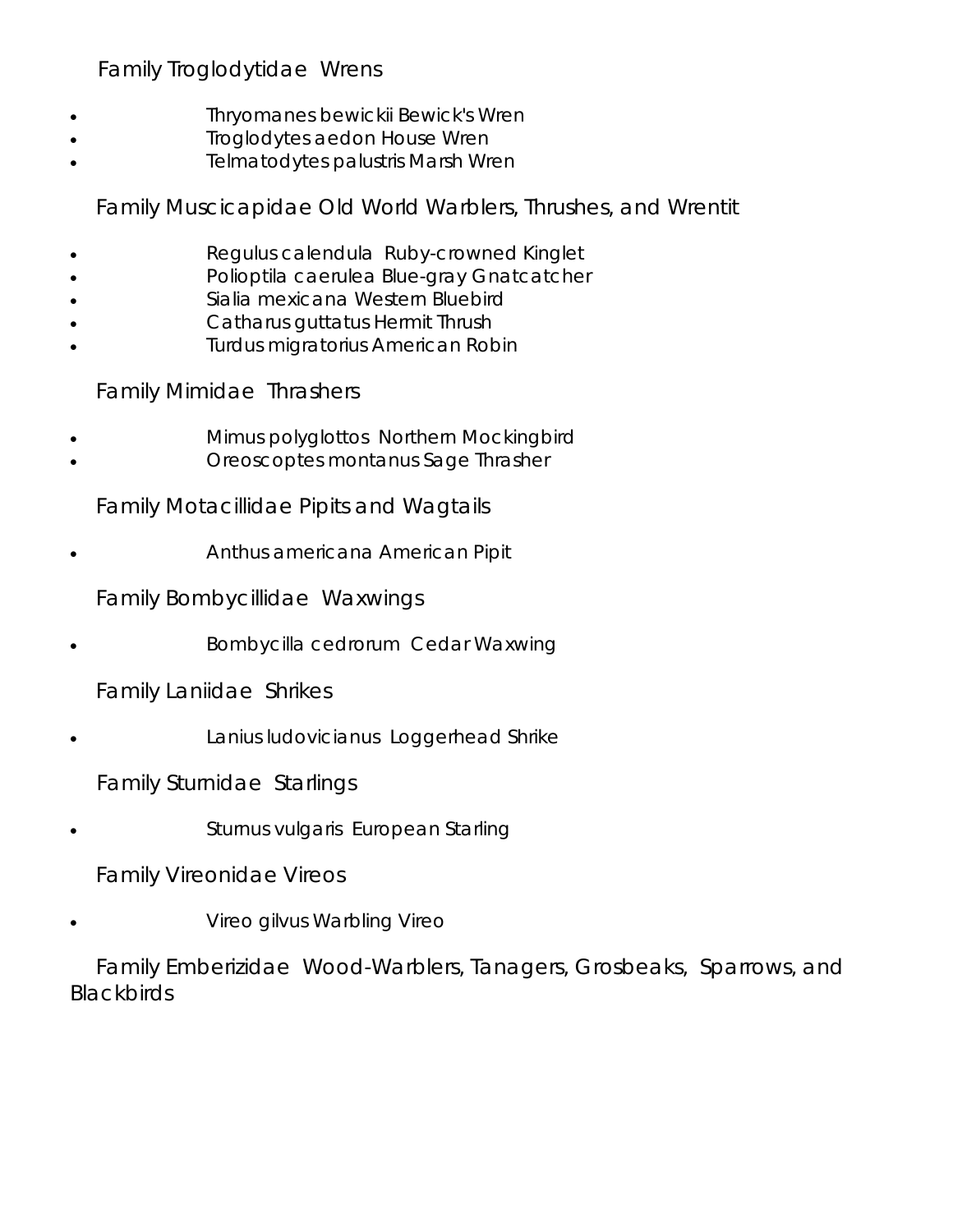Family Troglodytidae Wrens

- Thryomanes bewickii Bewick's Wren
- Troglodytes aedon House Wren
- Telmatodytes palustris Marsh Wren

Family Muscicapidae Old World Warblers, Thrushes, and Wrentit

- Regulus calendula Ruby-crowned Kinglet
- Polioptila caerulea Blue-gray Gnatcatcher
- Sialia mexicana Western Bluebird
- Catharus guttatus Hermit Thrush
- Turdus migratorius American Robin

Family Mimidae Thrashers

- Mimus polyglottos Northern Mockingbird
- Oreoscoptes montanus Sage Thrasher

Family Motacillidae Pipits and Wagtails

- Anthus americana American Pipit

Family Bombycillidae Waxwings

- Bombycilla cedrorum Cedar Waxwing

Family Laniidae Shrikes

- Lanius ludovicianus Loggerhead Shrike

Family Sturnidae Starlings

- Sturnus vulgaris European Starling

Family Vireonidae Vireos

- Vireo gilvus Warbling Vireo

Family Emberizidae Wood-Warblers, Tanagers, Grosbeaks, Sparrows, and Blackbirds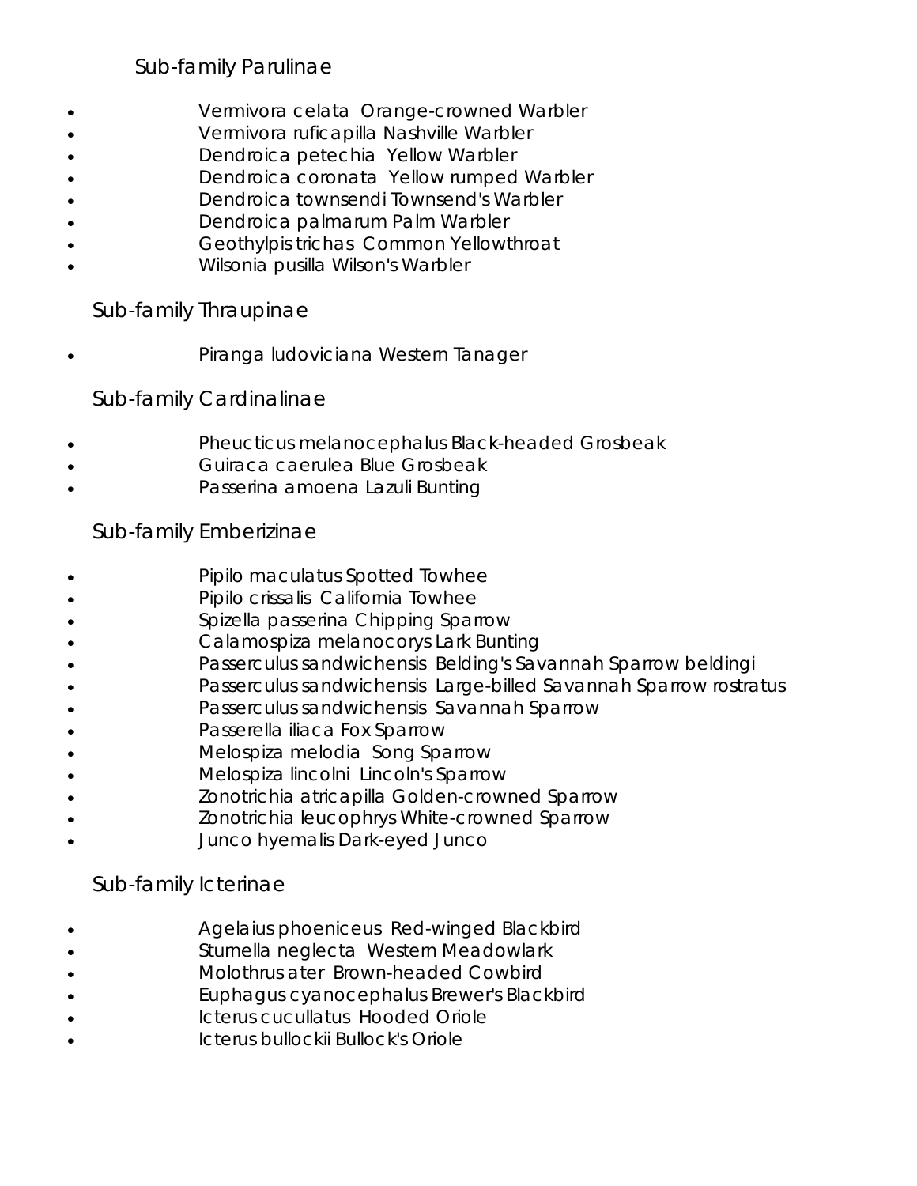## Sub-family Parulinae

- Vermivora celata Orange-crowned Warbler
- Vermivora ruficapilla Nashville Warbler
- Dendroica petechia Yellow Warbler
- Dendroica coronata Yellow rumped Warbler
- Dendroica townsendi Townsend's Warbler
- Dendroica palmarum Palm Warbler
- Geothylpis trichas Common Yellowthroat
- Wilsonia pusilla Wilson's Warbler

## Sub-family Thraupinae

- Piranga ludoviciana Western Tanager

## Sub-family Cardinalinae

- Pheucticus melanocephalus Black-headed Grosbeak
- Guiraca caerulea Blue Grosbeak
- Passerina amoena Lazuli Bunting

## Sub-family Emberizinae

- Pipilo maculatus Spotted Towhee
- Pipilo crissalis California Towhee
- Spizella passerina Chipping Sparrow
- Calamospiza melanocorys Lark Bunting
- Passerculus sandwichensis Belding's Savannah Sparrow beldingi
- Passerculus sandwichensis Large-billed Savannah Sparrow rostratus
- Passerculus sandwichensis Savannah Sparrow
- Passerella iliaca Fox Sparrow
- Melospiza melodia Song Sparrow
- Melospiza lincolni Lincoln's Sparrow
- Zonotrichia atricapilla Golden-crowned Sparrow
- Zonotrichia leucophrys White-crowned Sparrow
- Junco hyemalis Dark-eyed Junco

## Sub-family Icterinae

- Agelaius phoeniceus Red-winged Blackbird
- Sturnella neglecta Western Meadowlark
- Molothrus ater Brown-headed Cowbird
- Euphagus cyanocephalus Brewer's Blackbird
- Icterus cucullatus Hooded Oriole
- Icterus bullockii Bullock's Oriole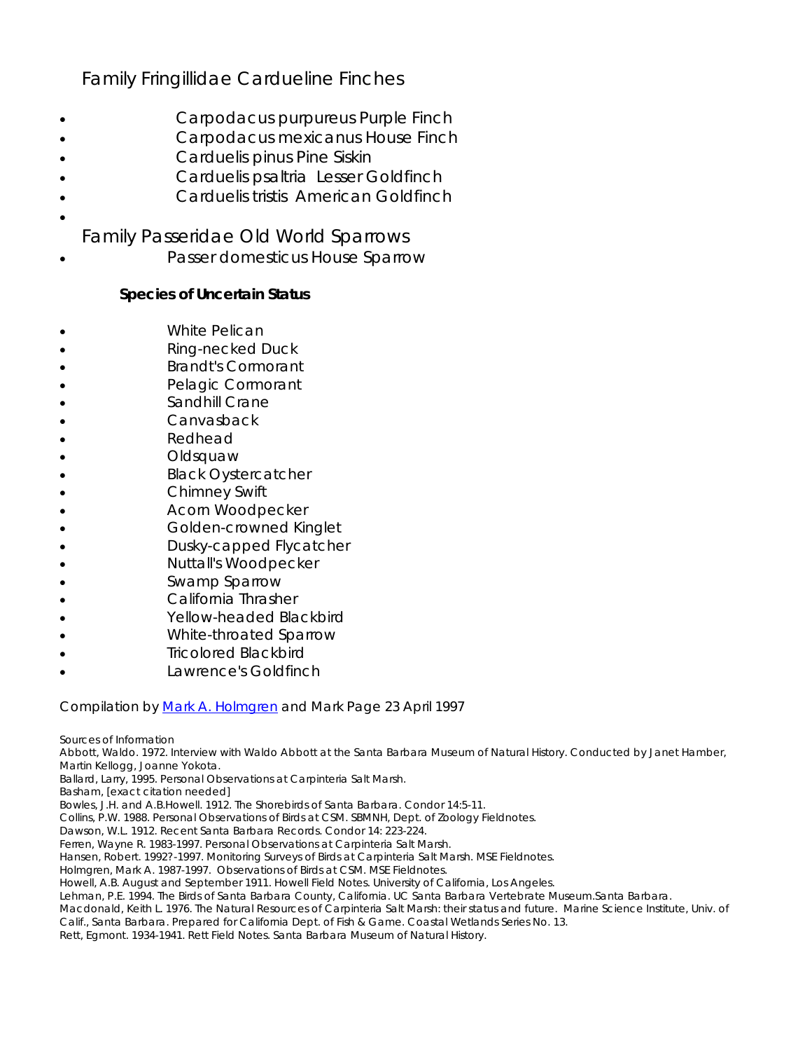## Family Fringillidae Cardueline Finches

- Carpodacus purpureus Purple Finch
- Carpodacus mexicanus House Finch
- Carduelis pinus Pine Siskin
- Carduelis psaltria Lesser Goldfinch
- Carduelis tristis American Goldfinch

## Family Passeridae Old World Sparrows

- Passer domesticus House Sparrow

### Species of Uncertain Status

- White Pelican
- Ring-necked Duck
- Brandt's Cormorant
- Pelagic Cormorant
- Sandhill Crane
- Canvasback
- Redhead
- Oldsquaw
- Black Oystercatcher
- Chimney Swift
- Acorn Woodpecker
- Golden-crowned Kinglet
- Dusky-capped Flycatcher
- Nuttall's Woodpecker
- Swamp Sparrow
- California Thrasher
- Yellow-headed Blackbird
- White-throated Sparrow
- Tricolored Blackbird
- Lawrence's Goldfinch

Compilation by Mark A. Holmgren and Mark Page 23 April 1997

Sources of Information

Abbott, Waldo. 1972. Interview with Waldo Abbott at the Santa Barbara Museum of Natural History. Conducted by Janet Hamber, Martin Kellogg, Joanne Yokota.

Ballard, Larry, 1995. Personal Observations at Carpinteria Salt Marsh.

Basham, [exact citation needed]

Bowles, J.H. and A.B.Howell. 1912. The Shorebirds of Santa Barbara. Condor 14:5-11.

Collins, P.W. 1988. Personal Observations of Birds at CSM. SBMNH, Dept. of Zoology Fieldnotes.

Dawson, W.L. 1912. Recent Santa Barbara Records. Condor 14: 223-224.

Ferren, Wayne R. 1983-1997. Personal Observations at Carpinteria Salt Marsh.

Hansen, Robert. 1992?-1997. Monitoring Surveys of Birds at Carpinteria Salt Marsh. MSE Fieldnotes.

Holmgren, Mark A. 1987-1997. Observations of Birds at CSM. MSE Fieldnotes.

Howell, A.B. August and September 1911. Howell Field Notes. University of California, Los Angeles.

Lehman, P.E. 1994. The Birds of Santa Barbara County, California. UC Santa Barbara Vertebrate Museum.Santa Barbara.

Macdonald, Keith L. 1976. The Natural Resources of Carpinteria Salt Marsh: their status and future. Marine Science Institute, Univ. of Calif., Santa Barbara. Prepared for California Dept. of Fish & Game. Coastal Wetlands Series No. 13.

Rett, Egmont. 1934-1941. Rett Field Notes. Santa Barbara Museum of Natural History.